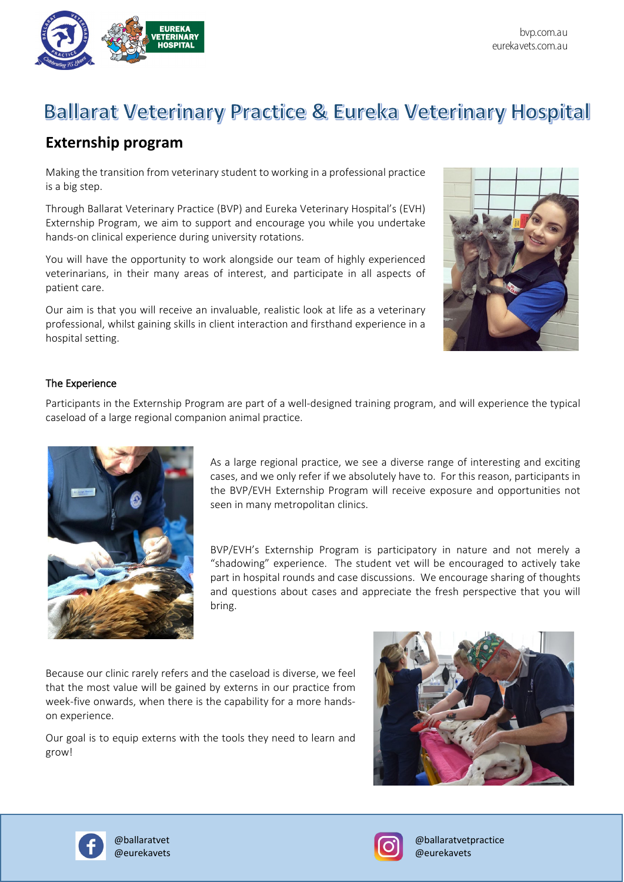bvp.com.au
eurekavets.com.au

# Ballarat Veterinary Practice & Eureka Veterinary Hospital

## Externship program

Making the transition from veterinary student to working in a professional practice is a big step.

Through Ballarat Veterinary Practice (BVP) and Eureka Veterinary Hospital's (EVH) Externship Program, we aim to support and encourage you while you undertake hands-on clinical experience during university rotations.

You will have the opportunity to work alongside our team of highly experienced veterinarians, in their many areas of interest, and participate in all aspects of patient care.

Our aim is that you will receive an invaluable, realistic look at life as a veterinary professional, whilst gaining skills in client interaction and firsthand experience in a hospital setting.

### The Experience

Participants in the Externship Program are part of a well-designed training program, and will experience the typical caseload of a large regional companion animal practice.

As a large regional practice, we see a diverse range of interesting and exciting cases, and we only refer if we absolutely have to. For this reason, participants in the BVP/EVH Externship Program will receive exposure and opportunities not seen in many metropolitan clinics.

BVP/EVH's Externship Program is participatory in nature and not merely a "shadowing" experience. The student vet will be encouraged to actively take part in hospital rounds and case discussions. We encourage sharing of thoughts and questions about cases and appreciate the fresh perspective that you will bring.

Because our clinic rarely refers and the caseload is diverse, we feel that the most value will be gained by externs in our practice from week-five onwards, when there is the capability for a more hands-on experience.

Our goal is to equip externs with the tools they need to learn and grow!

@ballaratvet
@eurekavets

@ballaratvetpractice
@eurekavets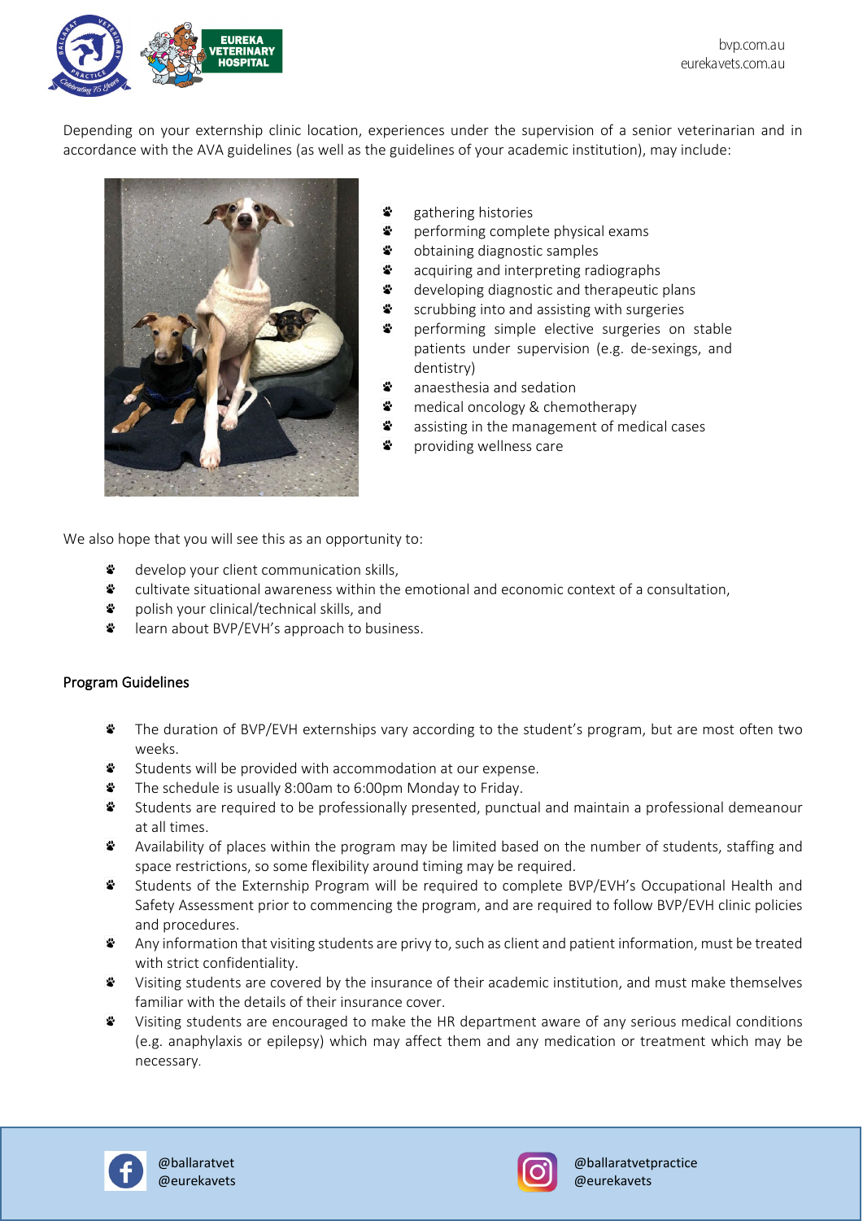Depending on your externship clinic location, experiences under the supervision of a senior veterinarian and in accordance with the AVA guidelines (as well as the guidelines of your academic institution), may include:

- gathering histories
- performing complete physical exams
- obtaining diagnostic samples
- acquiring and interpreting radiographs
- developing diagnostic and therapeutic plans
- scrubbing into and assisting with surgeries
- performing simple elective surgeries on stable patients under supervision (e.g. de-sexings, and dentistry)
- anaesthesia and sedation
- medical oncology & chemotherapy
- assisting in the management of medical cases
- providing wellness care

We also hope that you will see this as an opportunity to:

- develop your client communication skills,
- cultivate situational awareness within the emotional and economic context of a consultation,
- polish your clinical/technical skills, and
- learn about BVP/EVH's approach to business.

## Program Guidelines

- The duration of BVP/EVH externships vary according to the student's program, but are most often two weeks.
- Students will be provided with accommodation at our expense.
- The schedule is usually 8:00am to 6:00pm Monday to Friday.
- Students are required to be professionally presented, punctual and maintain a professional demeanour at all times.
- Availability of places within the program may be limited based on the number of students, staffing and space restrictions, so some flexibility around timing may be required.
- Students of the Externship Program will be required to complete BVP/EVH's Occupational Health and Safety Assessment prior to commencing the program, and are required to follow BVP/EVH clinic policies and procedures.
- Any information that visiting students are privy to, such as client and patient information, must be treated with strict confidentiality.
- Visiting students are covered by the insurance of their academic institution, and must make themselves familiar with the details of their insurance cover.
- Visiting students are encouraged to make the HR department aware of any serious medical conditions (e.g. anaphylaxis or epilepsy) which may affect them and any medication or treatment which may be necessary.

@ballaratvet
@eurekavets

@ballaratvetpractice
@eurekavets